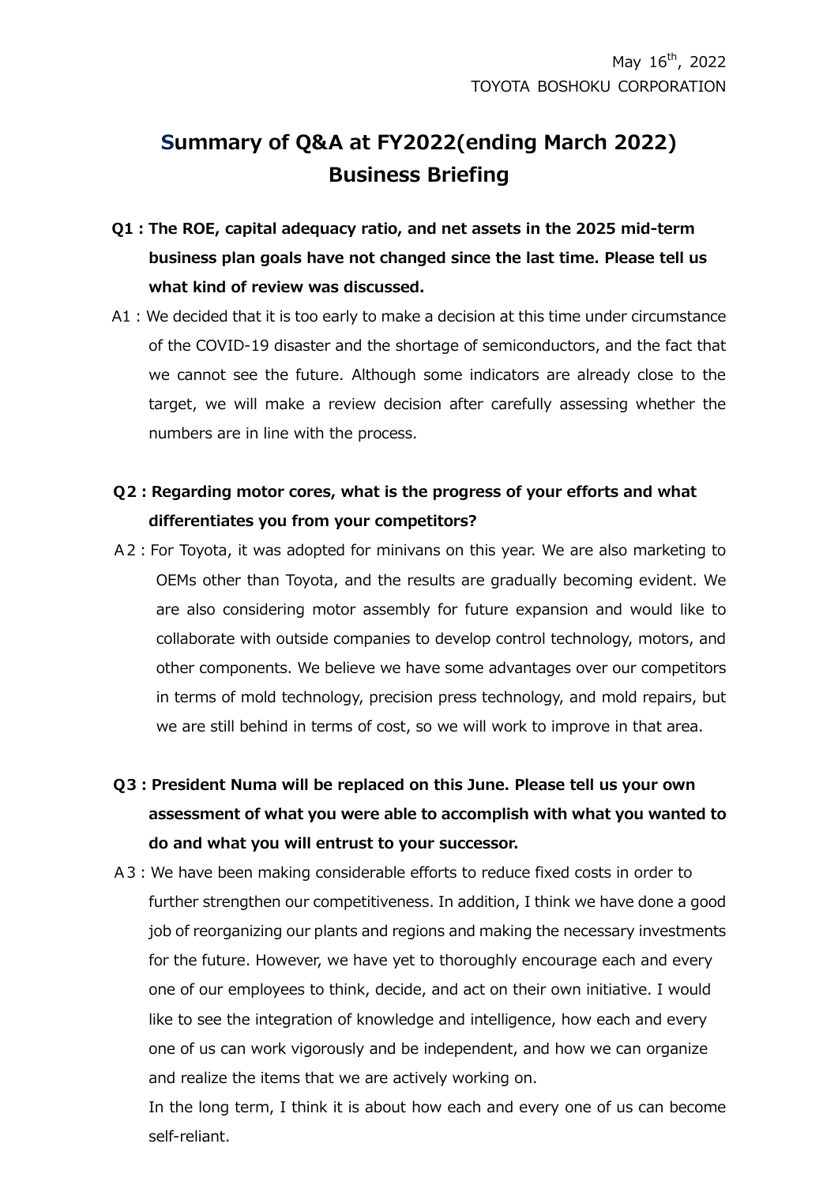May 16th, 2022
TOYOTA BOSHOKU CORPORATION

# Summary of Q&A at FY2022(ending March 2022) Business Briefing

**Q1 : The ROE, capital adequacy ratio, and net assets in the 2025 mid-term business plan goals have not changed since the last time. Please tell us what kind of review was discussed.**

A1 : We decided that it is too early to make a decision at this time under circumstance of the COVID-19 disaster and the shortage of semiconductors, and the fact that we cannot see the future. Although some indicators are already close to the target, we will make a review decision after carefully assessing whether the numbers are in line with the process.

**Q2 : Regarding motor cores, what is the progress of your efforts and what differentiates you from your competitors?**

A2 : For Toyota, it was adopted for minivans on this year. We are also marketing to OEMs other than Toyota, and the results are gradually becoming evident. We are also considering motor assembly for future expansion and would like to collaborate with outside companies to develop control technology, motors, and other components. We believe we have some advantages over our competitors in terms of mold technology, precision press technology, and mold repairs, but we are still behind in terms of cost, so we will work to improve in that area.

**Q3 : President Numa will be replaced on this June. Please tell us your own assessment of what you were able to accomplish with what you wanted to do and what you will entrust to your successor.**

A3 : We have been making considerable efforts to reduce fixed costs in order to further strengthen our competitiveness. In addition, I think we have done a good job of reorganizing our plants and regions and making the necessary investments for the future. However, we have yet to thoroughly encourage each and every one of our employees to think, decide, and act on their own initiative. I would like to see the integration of knowledge and intelligence, how each and every one of us can work vigorously and be independent, and how we can organize and realize the items that we are actively working on.

In the long term, I think it is about how each and every one of us can become self-reliant.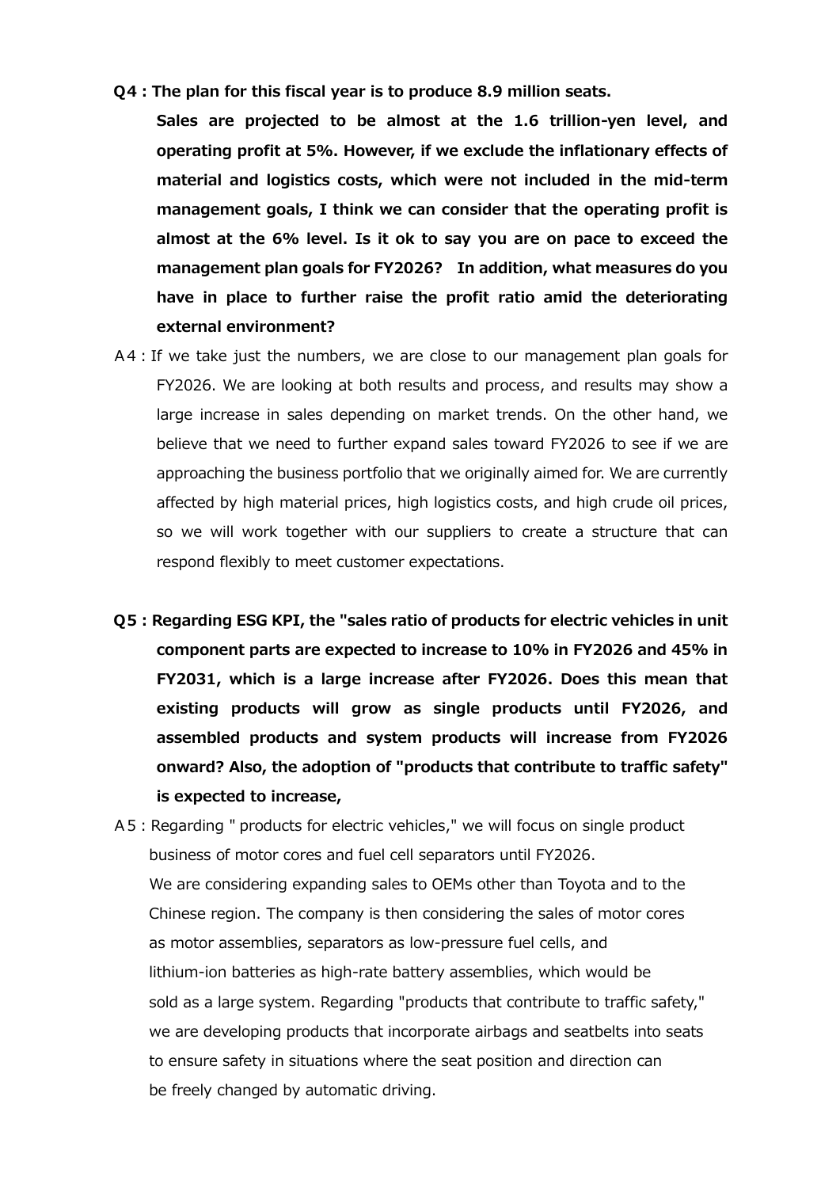**Q4 : The plan for this fiscal year is to produce 8.9 million seats. Sales are projected to be almost at the 1.6 trillion-yen level, and operating profit at 5%. However, if we exclude the inflationary effects of material and logistics costs, which were not included in the mid-term management goals, I think we can consider that the operating profit is almost at the 6% level. Is it ok to say you are on pace to exceed the management plan goals for FY2026? In addition, what measures do you have in place to further raise the profit ratio amid the deteriorating external environment?**

A4 : If we take just the numbers, we are close to our management plan goals for FY2026. We are looking at both results and process, and results may show a large increase in sales depending on market trends. On the other hand, we believe that we need to further expand sales toward FY2026 to see if we are approaching the business portfolio that we originally aimed for. We are currently affected by high material prices, high logistics costs, and high crude oil prices, so we will work together with our suppliers to create a structure that can respond flexibly to meet customer expectations.

**Q5 : Regarding ESG KPI, the "sales ratio of products for electric vehicles in unit component parts are expected to increase to 10% in FY2026 and 45% in FY2031, which is a large increase after FY2026. Does this mean that existing products will grow as single products until FY2026, and assembled products and system products will increase from FY2026 onward? Also, the adoption of "products that contribute to traffic safety" is expected to increase,**

A5 : Regarding " products for electric vehicles," we will focus on single product business of motor cores and fuel cell separators until FY2026. We are considering expanding sales to OEMs other than Toyota and to the Chinese region. The company is then considering the sales of motor cores as motor assemblies, separators as low-pressure fuel cells, and lithium-ion batteries as high-rate battery assemblies, which would be sold as a large system. Regarding "products that contribute to traffic safety," we are developing products that incorporate airbags and seatbelts into seats to ensure safety in situations where the seat position and direction can be freely changed by automatic driving.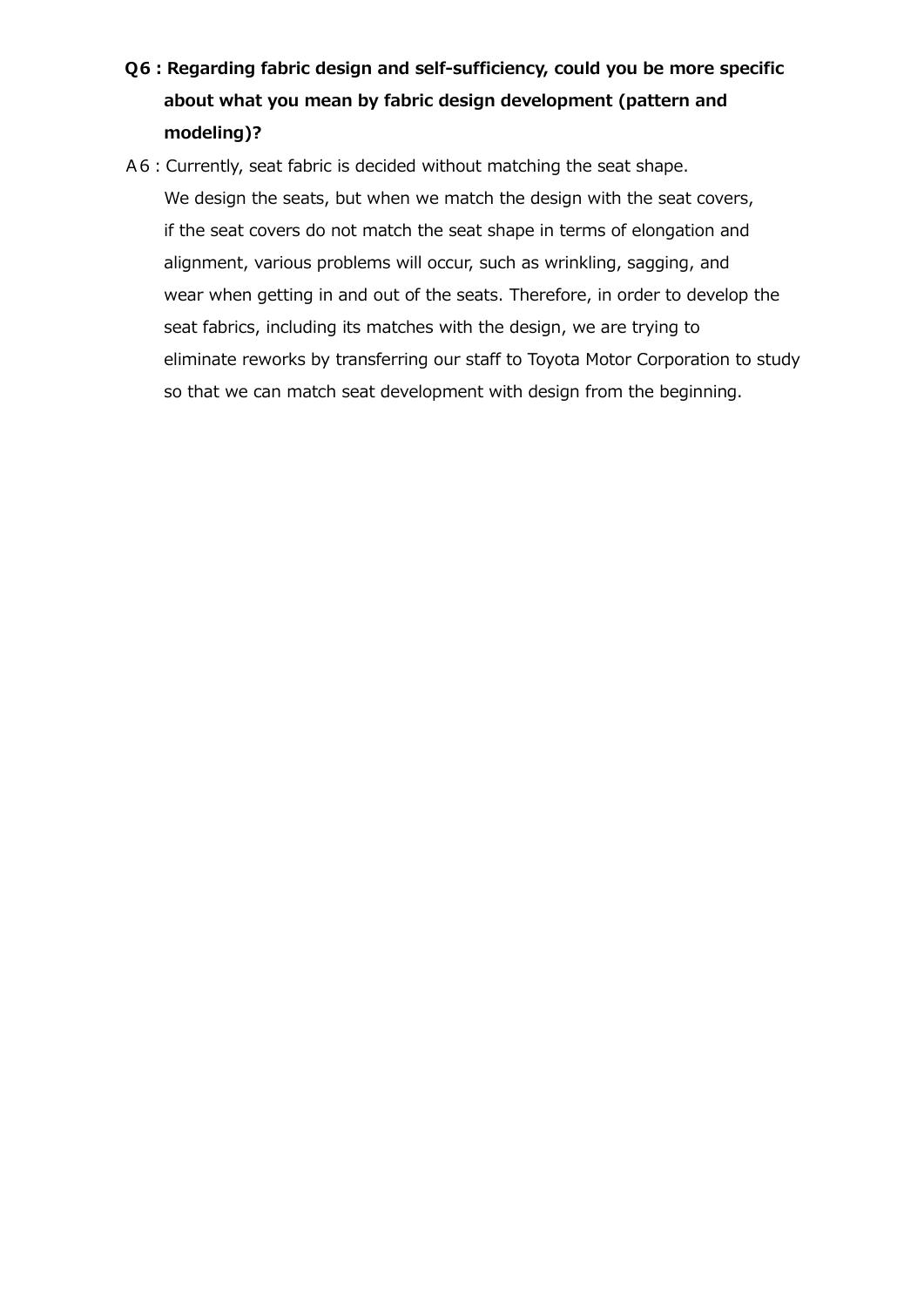**Q6 : Regarding fabric design and self-sufficiency, could you be more specific about what you mean by fabric design development (pattern and modeling)?**

A6 : Currently, seat fabric is decided without matching the seat shape. We design the seats, but when we match the design with the seat covers, if the seat covers do not match the seat shape in terms of elongation and alignment, various problems will occur, such as wrinkling, sagging, and wear when getting in and out of the seats. Therefore, in order to develop the seat fabrics, including its matches with the design, we are trying to eliminate reworks by transferring our staff to Toyota Motor Corporation to study so that we can match seat development with design from the beginning.